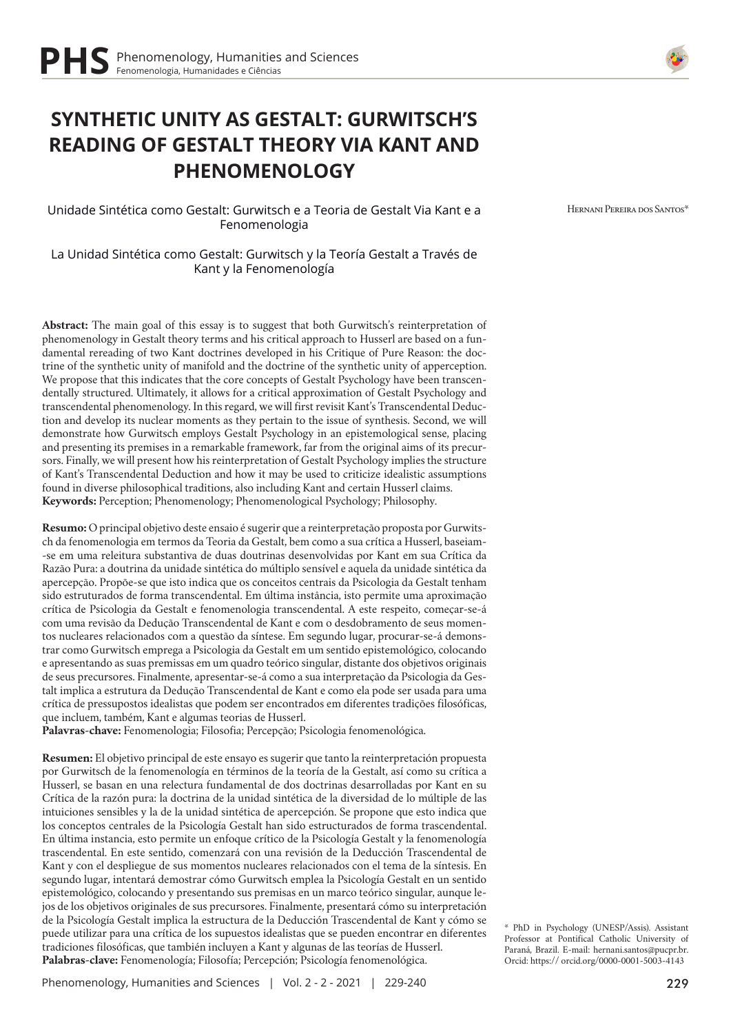# SYNTHETIC UNITY AS GESTALT: GURWITSCH'S READING OF GESTALT THEORY VIA KANT AND PHENOMENOLOGY

Unidade Sintética como Gestalt: Gurwitsch e a Teoria de Gestalt Via Kant e a Fenomenologia

La Unidad Sintética como Gestalt: Gurwitsch y la Teoría Gestalt a Través de Kant y la Fenomenología

Hernani Pereira dos Santos*

**Abstract:** The main goal of this essay is to suggest that both Gurwitsch's reinterpretation of phenomenology in Gestalt theory terms and his critical approach to Husserl are based on a fundamental rereading of two Kant doctrines developed in his Critique of Pure Reason: the doctrine of the synthetic unity of manifold and the doctrine of the synthetic unity of apperception. We propose that this indicates that the core concepts of Gestalt Psychology have been transcendentally structured. Ultimately, it allows for a critical approximation of Gestalt Psychology and transcendental phenomenology. In this regard, we will first revisit Kant's Transcendental Deduction and develop its nuclear moments as they pertain to the issue of synthesis. Second, we will demonstrate how Gurwitsch employs Gestalt Psychology in an epistemological sense, placing and presenting its premises in a remarkable framework, far from the original aims of its precursors. Finally, we will present how his reinterpretation of Gestalt Psychology implies the structure of Kant's Transcendental Deduction and how it may be used to criticize idealistic assumptions found in diverse philosophical traditions, also including Kant and certain Husserl claims.
**Keywords:** Perception; Phenomenology; Phenomenological Psychology; Philosophy.

**Resumo:** O principal objetivo deste ensaio é sugerir que a reinterpretação proposta por Gurwitsch da fenomenologia em termos da Teoria da Gestalt, bem como a sua crítica a Husserl, baseiam-se em uma releitura substantiva de duas doutrinas desenvolvidas por Kant em sua Crítica da Razão Pura: a doutrina da unidade sintética do múltiplo sensível e aquela da unidade sintética da apercepção. Propõe-se que isto indica que os conceitos centrais da Psicologia da Gestalt tenham sido estruturados de forma transcendental. Em última instância, isto permite uma aproximação crítica de Psicologia da Gestalt e fenomenologia transcendental. A este respeito, começar-se-á com uma revisão da Dedução Transcendental de Kant e com o desdobramento de seus momentos nucleares relacionados com a questão da síntese. Em segundo lugar, procurar-se-á demonstrar como Gurwitsch emprega a Psicologia da Gestalt em um sentido epistemológico, colocando e apresentando as suas premissas em um quadro teórico singular, distante dos objetivos originais de seus precursores. Finalmente, apresentar-se-á como a sua interpretação da Psicologia da Gestalt implica a estrutura da Dedução Transcendental de Kant e como ela pode ser usada para uma crítica de pressupostos idealistas que podem ser encontrados em diferentes tradições filosóficas, que incluem, também, Kant e algumas teorias de Husserl.
**Palavras-chave:** Fenomenologia; Filosofia; Percepção; Psicologia fenomenológica.

**Resumen:** El objetivo principal de este ensayo es sugerir que tanto la reinterpretación propuesta por Gurwitsch de la fenomenología en términos de la teoría de la Gestalt, así como su crítica a Husserl, se basan en una relectura fundamental de dos doctrinas desarrolladas por Kant en su Crítica de la razón pura: la doctrina de la unidad sintética de la diversidad de lo múltiple de las intuiciones sensibles y la de la unidad sintética de apercepción. Se propone que esto indica que los conceptos centrales de la Psicología Gestalt han sido estructurados de forma trascendental. En última instancia, esto permite un enfoque crítico de la Psicología Gestalt y la fenomenología trascendental. En este sentido, comenzará con una revisión de la Deducción Trascendental de Kant y con el despliegue de sus momentos nucleares relacionados con el tema de la síntesis. En segundo lugar, intentará demostrar cómo Gurwitsch emplea la Psicología Gestalt en un sentido epistemológico, colocando y presentando sus premisas en un marco teórico singular, aunque lejos de los objetivos originales de sus precursores. Finalmente, presentará cómo su interpretación de la Psicología Gestalt implica la estructura de la Deducción Trascendental de Kant y cómo se puede utilizar para una crítica de los supuestos idealistas que se pueden encontrar en diferentes tradiciones filosóficas, que también incluyen a Kant y algunas de las teorías de Husserl.
**Palabras-clave:** Fenomenología; Filosofía; Percepción; Psicología fenomenológica.

\* PhD in Psychology (UNESP/Assis). Assistant Professor at Pontifical Catholic University of Paraná, Brazil. E-mail: hernani.santos@pucpr.br. Orcid: https:// orcid.org/0000-0001-5003-4143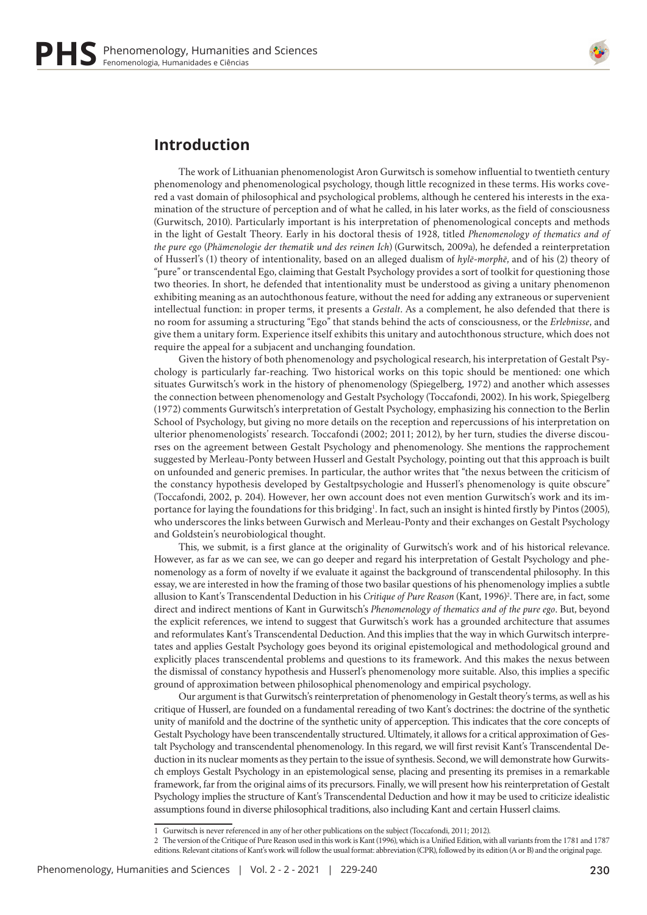## Introduction

The work of Lithuanian phenomenologist Aron Gurwitsch is somehow influential to twentieth century phenomenology and phenomenological psychology, though little recognized in these terms. His works covered a vast domain of philosophical and psychological problems, although he centered his interests in the examination of the structure of perception and of what he called, in his later works, as the field of consciousness (Gurwitsch, 2010). Particularly important is his interpretation of phenomenological concepts and methods in the light of Gestalt Theory. Early in his doctoral thesis of 1928, titled *Phenomenology of thematics and of the pure ego* (*Phämenologie der thematik und des reinen Ich*) (Gurwitsch, 2009a), he defended a reinterpretation of Husserl's (1) theory of intentionality, based on an alleged dualism of *hylē-morphē*, and of his (2) theory of "pure" or transcendental Ego, claiming that Gestalt Psychology provides a sort of toolkit for questioning those two theories. In short, he defended that intentionality must be understood as giving a unitary phenomenon exhibiting meaning as an autochthonous feature, without the need for adding any extraneous or supervenient intellectual function: in proper terms, it presents a *Gestalt*. As a complement, he also defended that there is no room for assuming a structuring "Ego" that stands behind the acts of consciousness, or the *Erlebnisse*, and give them a unitary form. Experience itself exhibits this unitary and autochthonous structure, which does not require the appeal for a subjacent and unchanging foundation.

Given the history of both phenomenology and psychological research, his interpretation of Gestalt Psychology is particularly far-reaching. Two historical works on this topic should be mentioned: one which situates Gurwitsch's work in the history of phenomenology (Spiegelberg, 1972) and another which assesses the connection between phenomenology and Gestalt Psychology (Toccafondi, 2002). In his work, Spiegelberg (1972) comments Gurwitsch's interpretation of Gestalt Psychology, emphasizing his connection to the Berlin School of Psychology, but giving no more details on the reception and repercussions of his interpretation on ulterior phenomenologists' research. Toccafondi (2002; 2011; 2012), by her turn, studies the diverse discourses on the agreement between Gestalt Psychology and phenomenology. She mentions the rapprochement suggested by Merleau-Ponty between Husserl and Gestalt Psychology, pointing out that this approach is built on unfounded and generic premises. In particular, the author writes that "the nexus between the criticism of the constancy hypothesis developed by Gestaltpsychologie and Husserl's phenomenology is quite obscure" (Toccafondi, 2002, p. 204). However, her own account does not even mention Gurwitsch's work and its importance for laying the foundations for this bridging[1]. In fact, such an insight is hinted firstly by Pintos (2005), who underscores the links between Gurwisch and Merleau-Ponty and their exchanges on Gestalt Psychology and Goldstein's neurobiological thought.

This, we submit, is a first glance at the originality of Gurwitsch's work and of his historical relevance. However, as far as we can see, we can go deeper and regard his interpretation of Gestalt Psychology and phenomenology as a form of novelty if we evaluate it against the background of transcendental philosophy. In this essay, we are interested in how the framing of those two basilar questions of his phenomenology implies a subtle allusion to Kant's Transcendental Deduction in his *Critique of Pure Reason* (Kant, 1996)[2]. There are, in fact, some direct and indirect mentions of Kant in Gurwitsch's *Phenomenology of thematics and of the pure ego*. But, beyond the explicit references, we intend to suggest that Gurwitsch's work has a grounded architecture that assumes and reformulates Kant's Transcendental Deduction. And this implies that the way in which Gurwitsch interpretates and applies Gestalt Psychology goes beyond its original epistemological and methodological ground and explicitly places transcendental problems and questions to its framework. And this makes the nexus between the dismissal of constancy hypothesis and Husserl's phenomenology more suitable. Also, this implies a specific ground of approximation between philosophical phenomenology and empirical psychology.

Our argument is that Gurwitsch's reinterpretation of phenomenology in Gestalt theory's terms, as well as his critique of Husserl, are founded on a fundamental rereading of two Kant's doctrines: the doctrine of the synthetic unity of manifold and the doctrine of the synthetic unity of apperception. This indicates that the core concepts of Gestalt Psychology have been transcendentally structured. Ultimately, it allows for a critical approximation of Gestalt Psychology and transcendental phenomenology. In this regard, we will first revisit Kant's Transcendental Deduction in its nuclear moments as they pertain to the issue of synthesis. Second, we will demonstrate how Gurwitsch employs Gestalt Psychology in an epistemological sense, placing and presenting its premises in a remarkable framework, far from the original aims of its precursors. Finally, we will present how his reinterpretation of Gestalt Psychology implies the structure of Kant's Transcendental Deduction and how it may be used to criticize idealistic assumptions found in diverse philosophical traditions, also including Kant and certain Husserl claims.

---

1 Gurwitsch is never referenced in any of her other publications on the subject (Toccafondi, 2011; 2012).

2 The version of the Critique of Pure Reason used in this work is Kant (1996), which is a Unified Edition, with all variants from the 1781 and 1787 editions. Relevant citations of Kant's work will follow the usual format: abbreviation (CPR), followed by its edition (A or B) and the original page.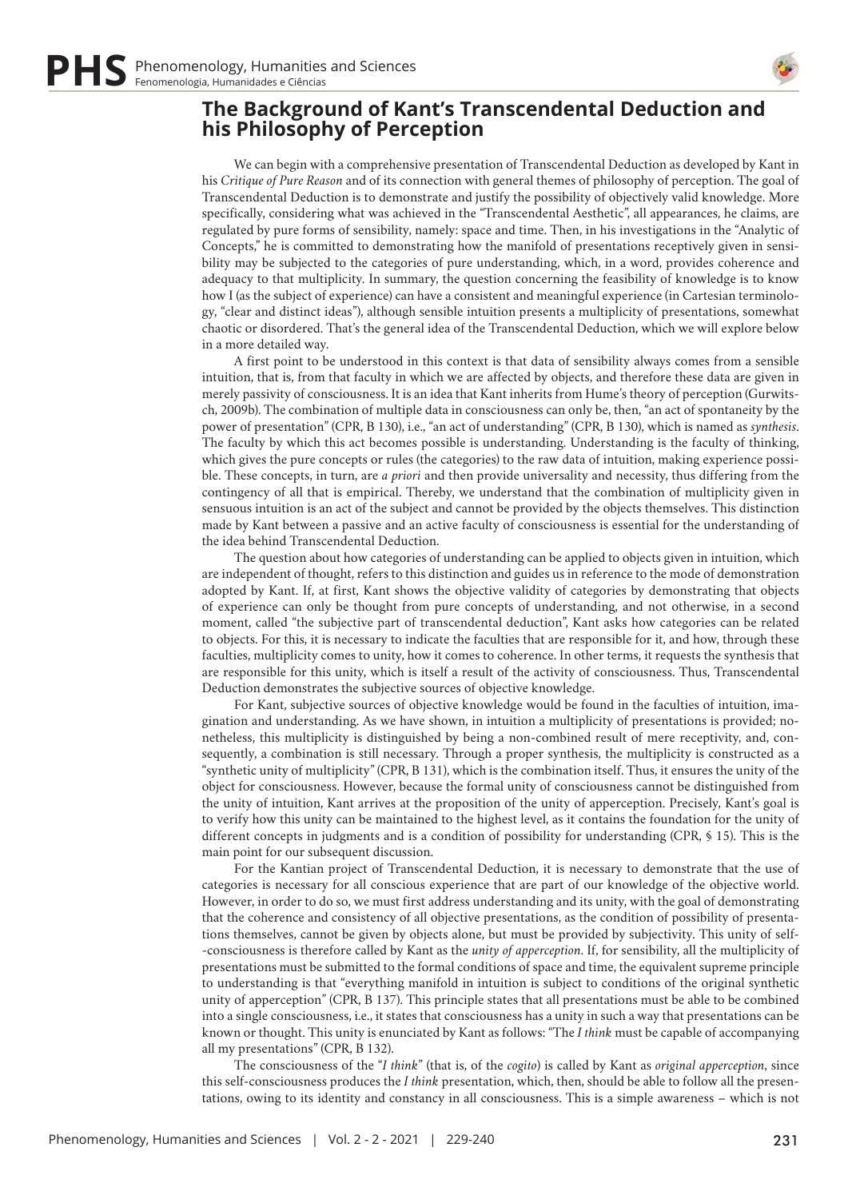## The Background of Kant's Transcendental Deduction and his Philosophy of Perception

We can begin with a comprehensive presentation of Transcendental Deduction as developed by Kant in his *Critique of Pure Reason* and of its connection with general themes of philosophy of perception. The goal of Transcendental Deduction is to demonstrate and justify the possibility of objectively valid knowledge. More specifically, considering what was achieved in the "Transcendental Aesthetic", all appearances, he claims, are regulated by pure forms of sensibility, namely: space and time. Then, in his investigations in the "Analytic of Concepts," he is committed to demonstrating how the manifold of presentations receptively given in sensibility may be subjected to the categories of pure understanding, which, in a word, provides coherence and adequacy to that multiplicity. In summary, the question concerning the feasibility of knowledge is to know how I (as the subject of experience) can have a consistent and meaningful experience (in Cartesian terminology, "clear and distinct ideas"), although sensible intuition presents a multiplicity of presentations, somewhat chaotic or disordered. That's the general idea of the Transcendental Deduction, which we will explore below in a more detailed way.

A first point to be understood in this context is that data of sensibility always comes from a sensible intuition, that is, from that faculty in which we are affected by objects, and therefore these data are given in merely passivity of consciousness. It is an idea that Kant inherits from Hume's theory of perception (Gurwitsch, 2009b). The combination of multiple data in consciousness can only be, then, "an act of spontaneity by the power of presentation" (CPR, B 130), i.e., "an act of understanding" (CPR, B 130), which is named as *synthesis*. The faculty by which this act becomes possible is understanding. Understanding is the faculty of thinking, which gives the pure concepts or rules (the categories) to the raw data of intuition, making experience possible. These concepts, in turn, are *a priori* and then provide universality and necessity, thus differing from the contingency of all that is empirical. Thereby, we understand that the combination of multiplicity given in sensuous intuition is an act of the subject and cannot be provided by the objects themselves. This distinction made by Kant between a passive and an active faculty of consciousness is essential for the understanding of the idea behind Transcendental Deduction.

The question about how categories of understanding can be applied to objects given in intuition, which are independent of thought, refers to this distinction and guides us in reference to the mode of demonstration adopted by Kant. If, at first, Kant shows the objective validity of categories by demonstrating that objects of experience can only be thought from pure concepts of understanding, and not otherwise, in a second moment, called "the subjective part of transcendental deduction", Kant asks how categories can be related to objects. For this, it is necessary to indicate the faculties that are responsible for it, and how, through these faculties, multiplicity comes to unity, how it comes to coherence. In other terms, it requests the synthesis that are responsible for this unity, which is itself a result of the activity of consciousness. Thus, Transcendental Deduction demonstrates the subjective sources of objective knowledge.

For Kant, subjective sources of objective knowledge would be found in the faculties of intuition, imagination and understanding. As we have shown, in intuition a multiplicity of presentations is provided; nonetheless, this multiplicity is distinguished by being a non-combined result of mere receptivity, and, consequently, a combination is still necessary. Through a proper synthesis, the multiplicity is constructed as a "synthetic unity of multiplicity" (CPR, B 131), which is the combination itself. Thus, it ensures the unity of the object for consciousness. However, because the formal unity of consciousness cannot be distinguished from the unity of intuition, Kant arrives at the proposition of the unity of apperception. Precisely, Kant's goal is to verify how this unity can be maintained to the highest level, as it contains the foundation for the unity of different concepts in judgments and is a condition of possibility for understanding (CPR, § 15). This is the main point for our subsequent discussion.

For the Kantian project of Transcendental Deduction, it is necessary to demonstrate that the use of categories is necessary for all conscious experience that are part of our knowledge of the objective world. However, in order to do so, we must first address understanding and its unity, with the goal of demonstrating that the coherence and consistency of all objective presentations, as the condition of possibility of presentations themselves, cannot be given by objects alone, but must be provided by subjectivity. This unity of self-consciousness is therefore called by Kant as the *unity of apperception*. If, for sensibility, all the multiplicity of presentations must be submitted to the formal conditions of space and time, the equivalent supreme principle to understanding is that "everything manifold in intuition is subject to conditions of the original synthetic unity of apperception" (CPR, B 137). This principle states that all presentations must be able to be combined into a single consciousness, i.e., it states that consciousness has a unity in such a way that presentations can be known or thought. This unity is enunciated by Kant as follows: "The *I think* must be capable of accompanying all my presentations" (CPR, B 132).

The consciousness of the "*I think*" (that is, of the *cogito*) is called by Kant as *original apperception*, since this self-consciousness produces the *I think* presentation, which, then, should be able to follow all the presentations, owing to its identity and constancy in all consciousness. This is a simple awareness – which is not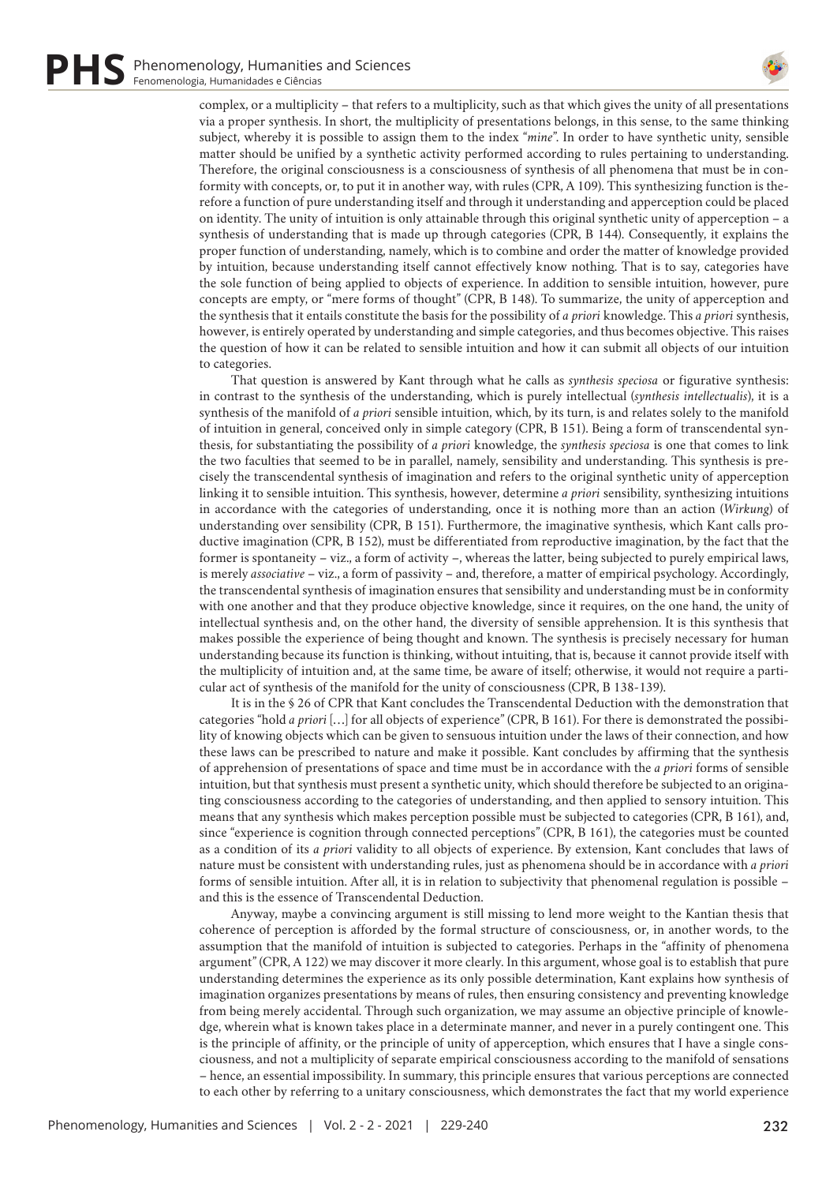complex, or a multiplicity – that refers to a multiplicity, such as that which gives the unity of all presentations via a proper synthesis. In short, the multiplicity of presentations belongs, in this sense, to the same thinking subject, whereby it is possible to assign them to the index "*mine*". In order to have synthetic unity, sensible matter should be unified by a synthetic activity performed according to rules pertaining to understanding. Therefore, the original consciousness is a consciousness of synthesis of all phenomena that must be in conformity with concepts, or, to put it in another way, with rules (CPR, A 109). This synthesizing function is therefore a function of pure understanding itself and through it understanding and apperception could be placed on identity. The unity of intuition is only attainable through this original synthetic unity of apperception – a synthesis of understanding that is made up through categories (CPR, B 144). Consequently, it explains the proper function of understanding, namely, which is to combine and order the matter of knowledge provided by intuition, because understanding itself cannot effectively know nothing. That is to say, categories have the sole function of being applied to objects of experience. In addition to sensible intuition, however, pure concepts are empty, or "mere forms of thought" (CPR, B 148). To summarize, the unity of apperception and the synthesis that it entails constitute the basis for the possibility of *a priori* knowledge. This *a priori* synthesis, however, is entirely operated by understanding and simple categories, and thus becomes objective. This raises the question of how it can be related to sensible intuition and how it can submit all objects of our intuition to categories.

That question is answered by Kant through what he calls as *synthesis speciosa* or figurative synthesis: in contrast to the synthesis of the understanding, which is purely intellectual (*synthesis intellectualis*), it is a synthesis of the manifold of *a priori* sensible intuition, which, by its turn, is and relates solely to the manifold of intuition in general, conceived only in simple category (CPR, B 151). Being a form of transcendental synthesis, for substantiating the possibility of *a priori* knowledge, the *synthesis speciosa* is one that comes to link the two faculties that seemed to be in parallel, namely, sensibility and understanding. This synthesis is precisely the transcendental synthesis of imagination and refers to the original synthetic unity of apperception linking it to sensible intuition. This synthesis, however, determine *a priori* sensibility, synthesizing intuitions in accordance with the categories of understanding, once it is nothing more than an action (*Wirkung*) of understanding over sensibility (CPR, B 151). Furthermore, the imaginative synthesis, which Kant calls productive imagination (CPR, B 152), must be differentiated from reproductive imagination, by the fact that the former is spontaneity – viz., a form of activity –, whereas the latter, being subjected to purely empirical laws, is merely *associative* – viz., a form of passivity – and, therefore, a matter of empirical psychology. Accordingly, the transcendental synthesis of imagination ensures that sensibility and understanding must be in conformity with one another and that they produce objective knowledge, since it requires, on the one hand, the unity of intellectual synthesis and, on the other hand, the diversity of sensible apprehension. It is this synthesis that makes possible the experience of being thought and known. The synthesis is precisely necessary for human understanding because its function is thinking, without intuiting, that is, because it cannot provide itself with the multiplicity of intuition and, at the same time, be aware of itself; otherwise, it would not require a particular act of synthesis of the manifold for the unity of consciousness (CPR, B 138-139).

It is in the § 26 of CPR that Kant concludes the Transcendental Deduction with the demonstration that categories "hold *a priori* […] for all objects of experience" (CPR, B 161). For there is demonstrated the possibility of knowing objects which can be given to sensuous intuition under the laws of their connection, and how these laws can be prescribed to nature and make it possible. Kant concludes by affirming that the synthesis of apprehension of presentations of space and time must be in accordance with the *a priori* forms of sensible intuition, but that synthesis must present a synthetic unity, which should therefore be subjected to an originating consciousness according to the categories of understanding, and then applied to sensory intuition. This means that any synthesis which makes perception possible must be subjected to categories (CPR, B 161), and, since "experience is cognition through connected perceptions" (CPR, B 161), the categories must be counted as a condition of its *a priori* validity to all objects of experience. By extension, Kant concludes that laws of nature must be consistent with understanding rules, just as phenomena should be in accordance with *a priori* forms of sensible intuition. After all, it is in relation to subjectivity that phenomenal regulation is possible – and this is the essence of Transcendental Deduction.

Anyway, maybe a convincing argument is still missing to lend more weight to the Kantian thesis that coherence of perception is afforded by the formal structure of consciousness, or, in another words, to the assumption that the manifold of intuition is subjected to categories. Perhaps in the "affinity of phenomena argument" (CPR, A 122) we may discover it more clearly. In this argument, whose goal is to establish that pure understanding determines the experience as its only possible determination, Kant explains how synthesis of imagination organizes presentations by means of rules, then ensuring consistency and preventing knowledge from being merely accidental. Through such organization, we may assume an objective principle of knowledge, wherein what is known takes place in a determinate manner, and never in a purely contingent one. This is the principle of affinity, or the principle of unity of apperception, which ensures that I have a single consciousness, and not a multiplicity of separate empirical consciousness according to the manifold of sensations – hence, an essential impossibility. In summary, this principle ensures that various perceptions are connected to each other by referring to a unitary consciousness, which demonstrates the fact that my world experience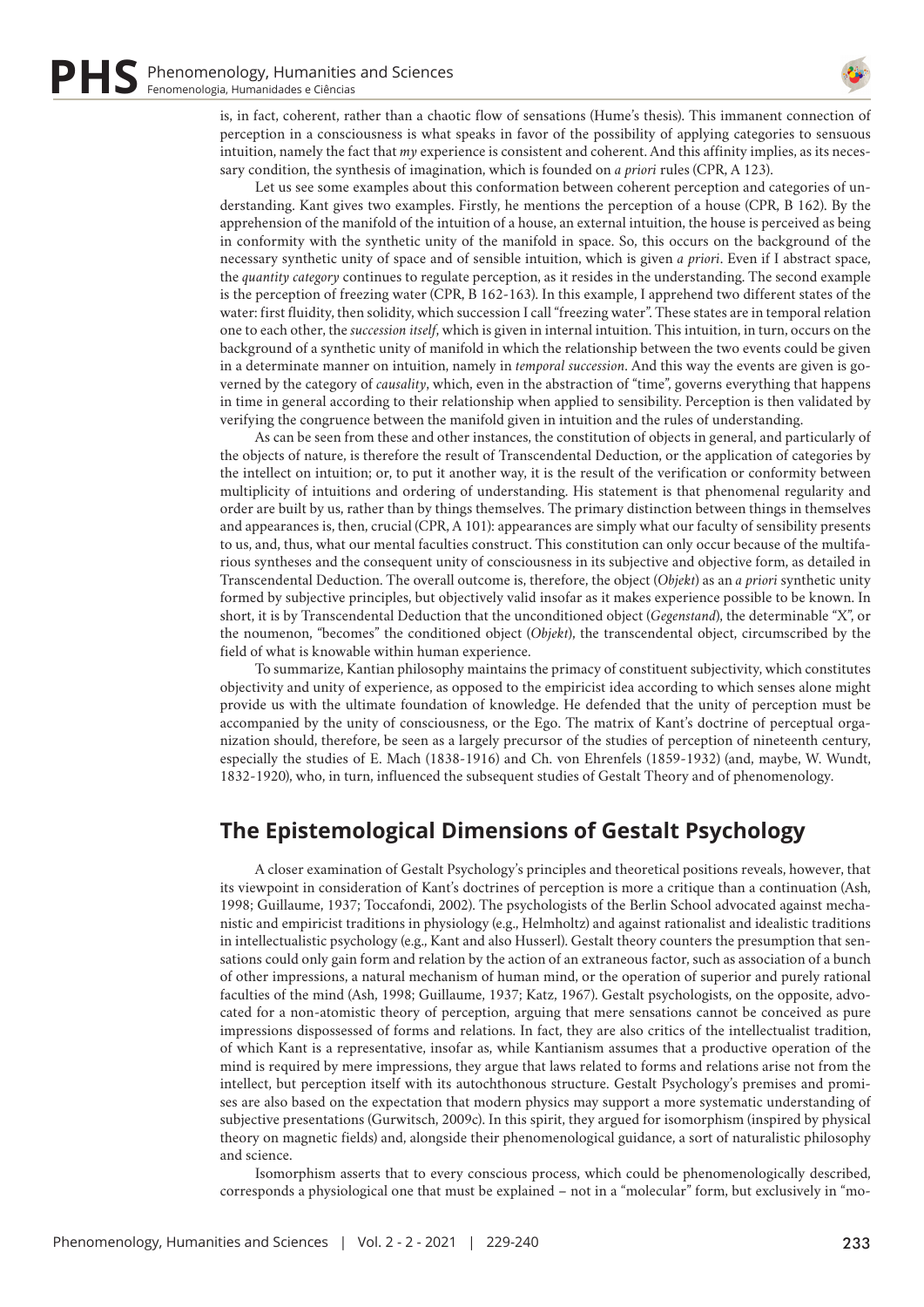is, in fact, coherent, rather than a chaotic flow of sensations (Hume's thesis). This immanent connection of perception in a consciousness is what speaks in favor of the possibility of applying categories to sensuous intuition, namely the fact that *my* experience is consistent and coherent. And this affinity implies, as its necessary condition, the synthesis of imagination, which is founded on *a priori* rules (CPR, A 123).

Let us see some examples about this conformation between coherent perception and categories of understanding. Kant gives two examples. Firstly, he mentions the perception of a house (CPR, B 162). By the apprehension of the manifold of the intuition of a house, an external intuition, the house is perceived as being in conformity with the synthetic unity of the manifold in space. So, this occurs on the background of the necessary synthetic unity of space and of sensible intuition, which is given *a priori*. Even if I abstract space, the *quantity category* continues to regulate perception, as it resides in the understanding. The second example is the perception of freezing water (CPR, B 162-163). In this example, I apprehend two different states of the water: first fluidity, then solidity, which succession I call "freezing water". These states are in temporal relation one to each other, the *succession itself*, which is given in internal intuition. This intuition, in turn, occurs on the background of a synthetic unity of manifold in which the relationship between the two events could be given in a determinate manner on intuition, namely in *temporal succession*. And this way the events are given is governed by the category of *causality*, which, even in the abstraction of "time", governs everything that happens in time in general according to their relationship when applied to sensibility. Perception is then validated by verifying the congruence between the manifold given in intuition and the rules of understanding.

As can be seen from these and other instances, the constitution of objects in general, and particularly of the objects of nature, is therefore the result of Transcendental Deduction, or the application of categories by the intellect on intuition; or, to put it another way, it is the result of the verification or conformity between multiplicity of intuitions and ordering of understanding. His statement is that phenomenal regularity and order are built by us, rather than by things themselves. The primary distinction between things in themselves and appearances is, then, crucial (CPR, A 101): appearances are simply what our faculty of sensibility presents to us, and, thus, what our mental faculties construct. This constitution can only occur because of the multifarious syntheses and the consequent unity of consciousness in its subjective and objective form, as detailed in Transcendental Deduction. The overall outcome is, therefore, the object (*Objekt*) as an *a priori* synthetic unity formed by subjective principles, but objectively valid insofar as it makes experience possible to be known. In short, it is by Transcendental Deduction that the unconditioned object (*Gegenstand*), the determinable "X", or the noumenon, "becomes" the conditioned object (*Objekt*), the transcendental object, circumscribed by the field of what is knowable within human experience.

To summarize, Kantian philosophy maintains the primacy of constituent subjectivity, which constitutes objectivity and unity of experience, as opposed to the empiricist idea according to which senses alone might provide us with the ultimate foundation of knowledge. He defended that the unity of perception must be accompanied by the unity of consciousness, or the Ego. The matrix of Kant's doctrine of perceptual organization should, therefore, be seen as a largely precursor of the studies of perception of nineteenth century, especially the studies of E. Mach (1838-1916) and Ch. von Ehrenfels (1859-1932) (and, maybe, W. Wundt, 1832-1920), who, in turn, influenced the subsequent studies of Gestalt Theory and of phenomenology.

## The Epistemological Dimensions of Gestalt Psychology

A closer examination of Gestalt Psychology's principles and theoretical positions reveals, however, that its viewpoint in consideration of Kant's doctrines of perception is more a critique than a continuation (Ash, 1998; Guillaume, 1937; Toccafondi, 2002). The psychologists of the Berlin School advocated against mechanistic and empiricist traditions in physiology (e.g., Helmholtz) and against rationalist and idealistic traditions in intellectualistic psychology (e.g., Kant and also Husserl). Gestalt theory counters the presumption that sensations could only gain form and relation by the action of an extraneous factor, such as association of a bunch of other impressions, a natural mechanism of human mind, or the operation of superior and purely rational faculties of the mind (Ash, 1998; Guillaume, 1937; Katz, 1967). Gestalt psychologists, on the opposite, advocated for a non-atomistic theory of perception, arguing that mere sensations cannot be conceived as pure impressions dispossessed of forms and relations. In fact, they are also critics of the intellectualist tradition, of which Kant is a representative, insofar as, while Kantianism assumes that a productive operation of the mind is required by mere impressions, they argue that laws related to forms and relations arise not from the intellect, but perception itself with its autochthonous structure. Gestalt Psychology's premises and promises are also based on the expectation that modern physics may support a more systematic understanding of subjective presentations (Gurwitsch, 2009c). In this spirit, they argued for isomorphism (inspired by physical theory on magnetic fields) and, alongside their phenomenological guidance, a sort of naturalistic philosophy and science.

Isomorphism asserts that to every conscious process, which could be phenomenologically described, corresponds a physiological one that must be explained – not in a "molecular" form, but exclusively in "mo-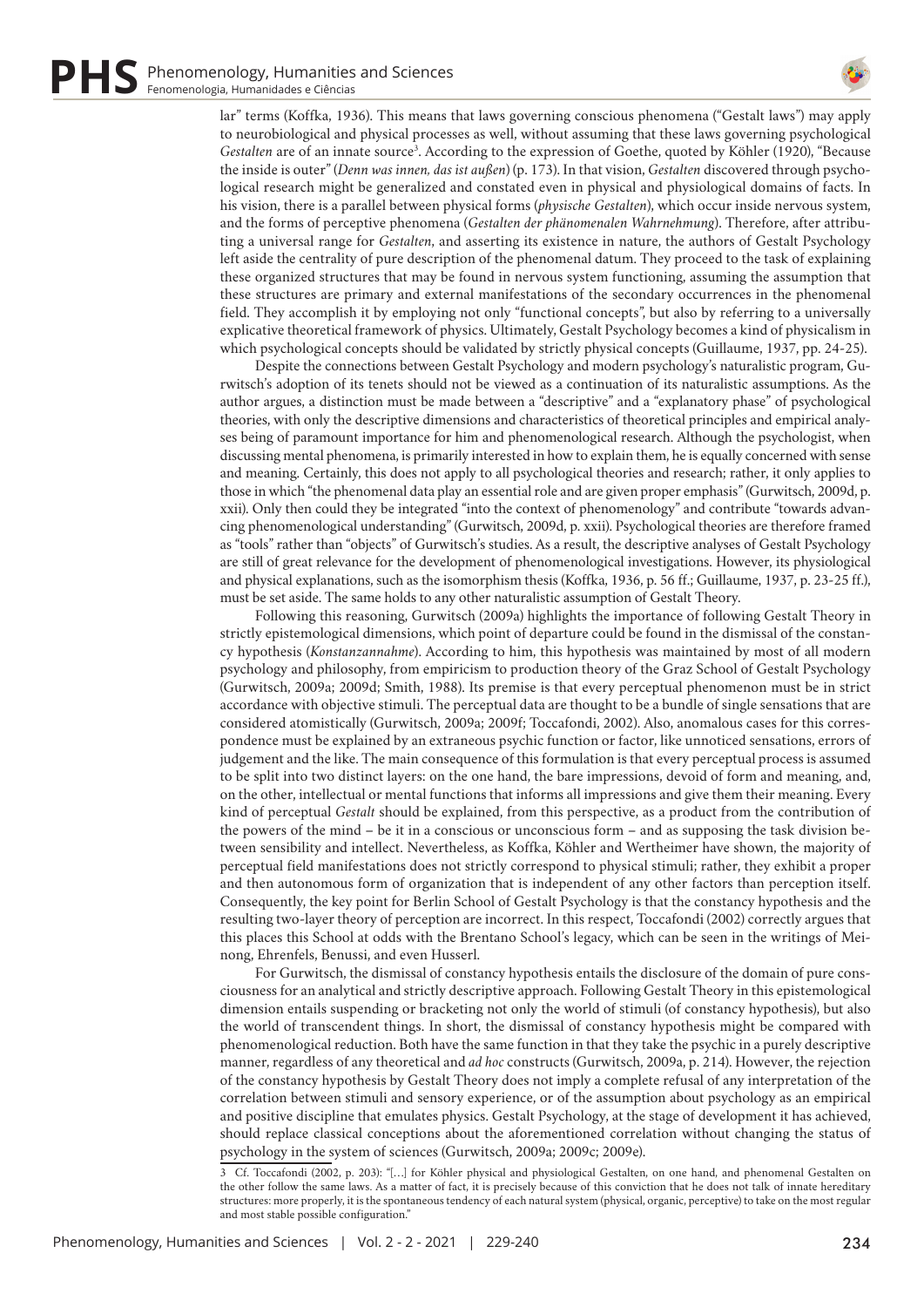lar" terms (Koffka, 1936). This means that laws governing conscious phenomena ("Gestalt laws") may apply to neurobiological and physical processes as well, without assuming that these laws governing psychological *Gestalten* are of an innate source[3]. According to the expression of Goethe, quoted by Köhler (1920), "Because the inside is outer" (*Denn was innen, das ist außen*) (p. 173). In that vision, *Gestalten* discovered through psychological research might be generalized and constated even in physical and physiological domains of facts. In his vision, there is a parallel between physical forms (*physische Gestalten*), which occur inside nervous system, and the forms of perceptive phenomena (*Gestalten der phänomenalen Wahrnehmung*). Therefore, after attributing a universal range for *Gestalten*, and asserting its existence in nature, the authors of Gestalt Psychology left aside the centrality of pure description of the phenomenal datum. They proceed to the task of explaining these organized structures that may be found in nervous system functioning, assuming the assumption that these structures are primary and external manifestations of the secondary occurrences in the phenomenal field. They accomplish it by employing not only "functional concepts", but also by referring to a universally explicative theoretical framework of physics. Ultimately, Gestalt Psychology becomes a kind of physicalism in which psychological concepts should be validated by strictly physical concepts (Guillaume, 1937, pp. 24-25).

Despite the connections between Gestalt Psychology and modern psychology's naturalistic program, Gurwitsch's adoption of its tenets should not be viewed as a continuation of its naturalistic assumptions. As the author argues, a distinction must be made between a "descriptive" and a "explanatory phase" of psychological theories, with only the descriptive dimensions and characteristics of theoretical principles and empirical analyses being of paramount importance for him and phenomenological research. Although the psychologist, when discussing mental phenomena, is primarily interested in how to explain them, he is equally concerned with sense and meaning. Certainly, this does not apply to all psychological theories and research; rather, it only applies to those in which "the phenomenal data play an essential role and are given proper emphasis" (Gurwitsch, 2009d, p. xxii). Only then could they be integrated "into the context of phenomenology" and contribute "towards advancing phenomenological understanding" (Gurwitsch, 2009d, p. xxii). Psychological theories are therefore framed as "tools" rather than "objects" of Gurwitsch's studies. As a result, the descriptive analyses of Gestalt Psychology are still of great relevance for the development of phenomenological investigations. However, its physiological and physical explanations, such as the isomorphism thesis (Koffka, 1936, p. 56 ff.; Guillaume, 1937, p. 23-25 ff.), must be set aside. The same holds to any other naturalistic assumption of Gestalt Theory.

Following this reasoning, Gurwitsch (2009a) highlights the importance of following Gestalt Theory in strictly epistemological dimensions, which point of departure could be found in the dismissal of the constancy hypothesis (*Konstanzannahme*). According to him, this hypothesis was maintained by most of all modern psychology and philosophy, from empiricism to production theory of the Graz School of Gestalt Psychology (Gurwitsch, 2009a; 2009d; Smith, 1988). Its premise is that every perceptual phenomenon must be in strict accordance with objective stimuli. The perceptual data are thought to be a bundle of single sensations that are considered atomistically (Gurwitsch, 2009a; 2009f; Toccafondi, 2002). Also, anomalous cases for this correspondence must be explained by an extraneous psychic function or factor, like unnoticed sensations, errors of judgement and the like. The main consequence of this formulation is that every perceptual process is assumed to be split into two distinct layers: on the one hand, the bare impressions, devoid of form and meaning, and, on the other, intellectual or mental functions that informs all impressions and give them their meaning. Every kind of perceptual *Gestalt* should be explained, from this perspective, as a product from the contribution of the powers of the mind – be it in a conscious or unconscious form – and as supposing the task division between sensibility and intellect. Nevertheless, as Koffka, Köhler and Wertheimer have shown, the majority of perceptual field manifestations does not strictly correspond to physical stimuli; rather, they exhibit a proper and then autonomous form of organization that is independent of any other factors than perception itself. Consequently, the key point for Berlin School of Gestalt Psychology is that the constancy hypothesis and the resulting two-layer theory of perception are incorrect. In this respect, Toccafondi (2002) correctly argues that this places this School at odds with the Brentano School's legacy, which can be seen in the writings of Meinong, Ehrenfels, Benussi, and even Husserl.

For Gurwitsch, the dismissal of constancy hypothesis entails the disclosure of the domain of pure consciousness for an analytical and strictly descriptive approach. Following Gestalt Theory in this epistemological dimension entails suspending or bracketing not only the world of stimuli (of constancy hypothesis), but also the world of transcendent things. In short, the dismissal of constancy hypothesis might be compared with phenomenological reduction. Both have the same function in that they take the psychic in a purely descriptive manner, regardless of any theoretical and *ad hoc* constructs (Gurwitsch, 2009a, p. 214). However, the rejection of the constancy hypothesis by Gestalt Theory does not imply a complete refusal of any interpretation of the correlation between stimuli and sensory experience, or of the assumption about psychology as an empirical and positive discipline that emulates physics. Gestalt Psychology, at the stage of development it has achieved, should replace classical conceptions about the aforementioned correlation without changing the status of psychology in the system of sciences (Gurwitsch, 2009a; 2009c; 2009e).

[3] Cf. Toccafondi (2002, p. 203): "[…] for Köhler physical and physiological Gestalten, on one hand, and phenomenal Gestalten on the other follow the same laws. As a matter of fact, it is precisely because of this conviction that he does not talk of innate hereditary structures: more properly, it is the spontaneous tendency of each natural system (physical, organic, perceptive) to take on the most regular and most stable possible configuration."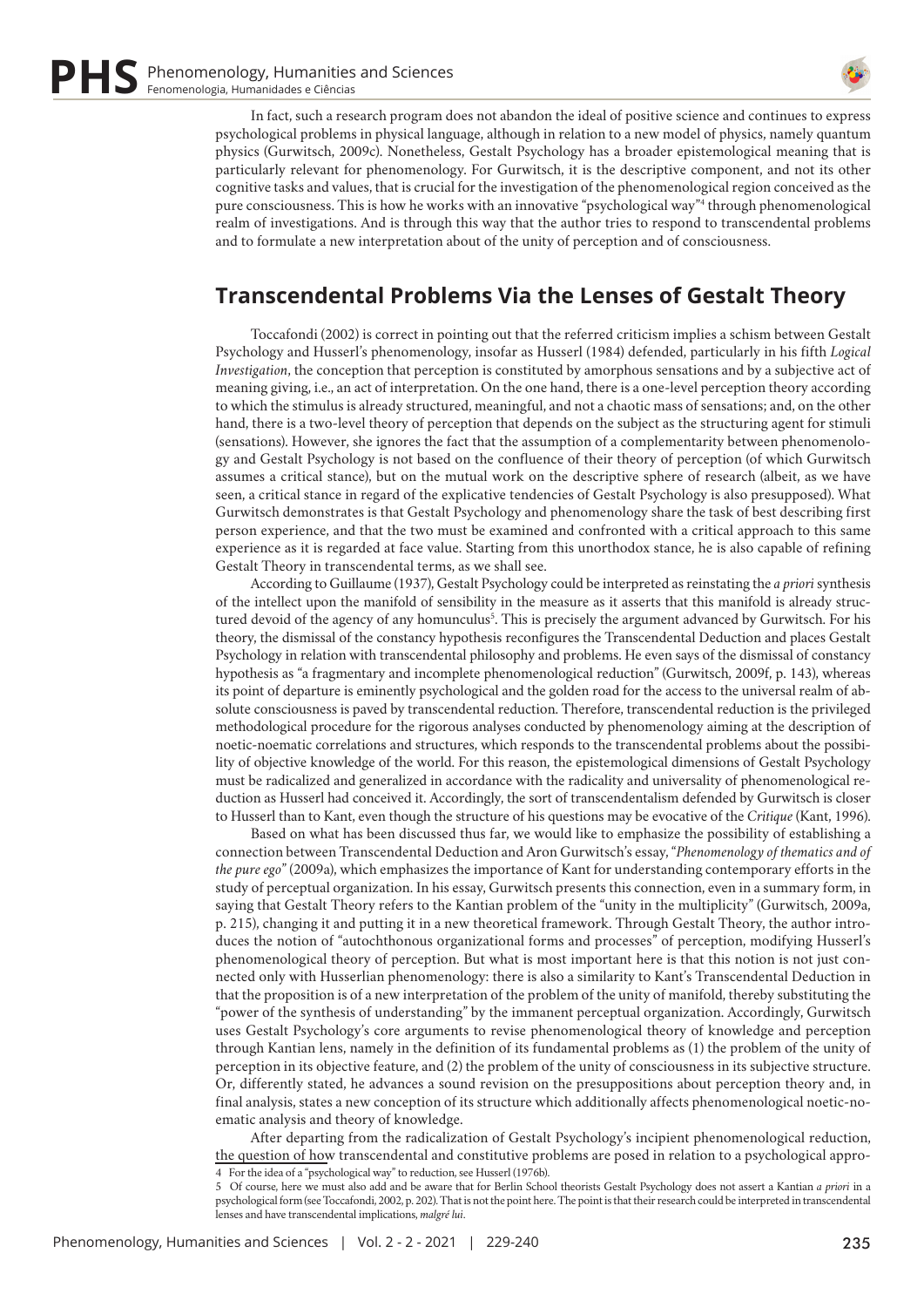In fact, such a research program does not abandon the ideal of positive science and continues to express psychological problems in physical language, although in relation to a new model of physics, namely quantum physics (Gurwitsch, 2009c). Nonetheless, Gestalt Psychology has a broader epistemological meaning that is particularly relevant for phenomenology. For Gurwitsch, it is the descriptive component, and not its other cognitive tasks and values, that is crucial for the investigation of the phenomenological region conceived as the pure consciousness. This is how he works with an innovative "psychological way"[4] through phenomenological realm of investigations. And is through this way that the author tries to respond to transcendental problems and to formulate a new interpretation about of the unity of perception and of consciousness.

## Transcendental Problems Via the Lenses of Gestalt Theory

Toccafondi (2002) is correct in pointing out that the referred criticism implies a schism between Gestalt Psychology and Husserl's phenomenology, insofar as Husserl (1984) defended, particularly in his fifth *Logical Investigation*, the conception that perception is constituted by amorphous sensations and by a subjective act of meaning giving, i.e., an act of interpretation. On the one hand, there is a one-level perception theory according to which the stimulus is already structured, meaningful, and not a chaotic mass of sensations; and, on the other hand, there is a two-level theory of perception that depends on the subject as the structuring agent for stimuli (sensations). However, she ignores the fact that the assumption of a complementarity between phenomenology and Gestalt Psychology is not based on the confluence of their theory of perception (of which Gurwitsch assumes a critical stance), but on the mutual work on the descriptive sphere of research (albeit, as we have seen, a critical stance in regard of the explicative tendencies of Gestalt Psychology is also presupposed). What Gurwitsch demonstrates is that Gestalt Psychology and phenomenology share the task of best describing first person experience, and that the two must be examined and confronted with a critical approach to this same experience as it is regarded at face value. Starting from this unorthodox stance, he is also capable of refining Gestalt Theory in transcendental terms, as we shall see.

According to Guillaume (1937), Gestalt Psychology could be interpreted as reinstating the *a priori* synthesis of the intellect upon the manifold of sensibility in the measure as it asserts that this manifold is already structured devoid of the agency of any homunculus[5]. This is precisely the argument advanced by Gurwitsch. For his theory, the dismissal of the constancy hypothesis reconfigures the Transcendental Deduction and places Gestalt Psychology in relation with transcendental philosophy and problems. He even says of the dismissal of constancy hypothesis as "a fragmentary and incomplete phenomenological reduction" (Gurwitsch, 2009f, p. 143), whereas its point of departure is eminently psychological and the golden road for the access to the universal realm of absolute consciousness is paved by transcendental reduction. Therefore, transcendental reduction is the privileged methodological procedure for the rigorous analyses conducted by phenomenology aiming at the description of noetic-noematic correlations and structures, which responds to the transcendental problems about the possibility of objective knowledge of the world. For this reason, the epistemological dimensions of Gestalt Psychology must be radicalized and generalized in accordance with the radicality and universality of phenomenological reduction as Husserl had conceived it. Accordingly, the sort of transcendentalism defended by Gurwitsch is closer to Husserl than to Kant, even though the structure of his questions may be evocative of the *Critique* (Kant, 1996).

Based on what has been discussed thus far, we would like to emphasize the possibility of establishing a connection between Transcendental Deduction and Aron Gurwitsch's essay, "*Phenomenology of thematics and of the pure ego*" (2009a), which emphasizes the importance of Kant for understanding contemporary efforts in the study of perceptual organization. In his essay, Gurwitsch presents this connection, even in a summary form, in saying that Gestalt Theory refers to the Kantian problem of the "unity in the multiplicity" (Gurwitsch, 2009a, p. 215), changing it and putting it in a new theoretical framework. Through Gestalt Theory, the author introduces the notion of "autochthonous organizational forms and processes" of perception, modifying Husserl's phenomenological theory of perception. But what is most important here is that this notion is not just connected only with Husserlian phenomenology: there is also a similarity to Kant's Transcendental Deduction in that the proposition is of a new interpretation of the problem of the unity of manifold, thereby substituting the "power of the synthesis of understanding" by the immanent perceptual organization. Accordingly, Gurwitsch uses Gestalt Psychology's core arguments to revise phenomenological theory of knowledge and perception through Kantian lens, namely in the definition of its fundamental problems as (1) the problem of the unity of perception in its objective feature, and (2) the problem of the unity of consciousness in its subjective structure. Or, differently stated, he advances a sound revision on the presuppositions about perception theory and, in final analysis, states a new conception of its structure which additionally affects phenomenological noetic-noematic analysis and theory of knowledge.

After departing from the radicalization of Gestalt Psychology's incipient phenomenological reduction, the question of how transcendental and constitutive problems are posed in relation to a psychological appro-

4 For the idea of a "psychological way" to reduction, see Husserl (1976b).

5 Of course, here we must also add and be aware that for Berlin School theorists Gestalt Psychology does not assert a Kantian *a priori* in a psychological form (see Toccafondi, 2002, p. 202). That is not the point here. The point is that their research could be interpreted in transcendental lenses and have transcendental implications, *malgré lui*.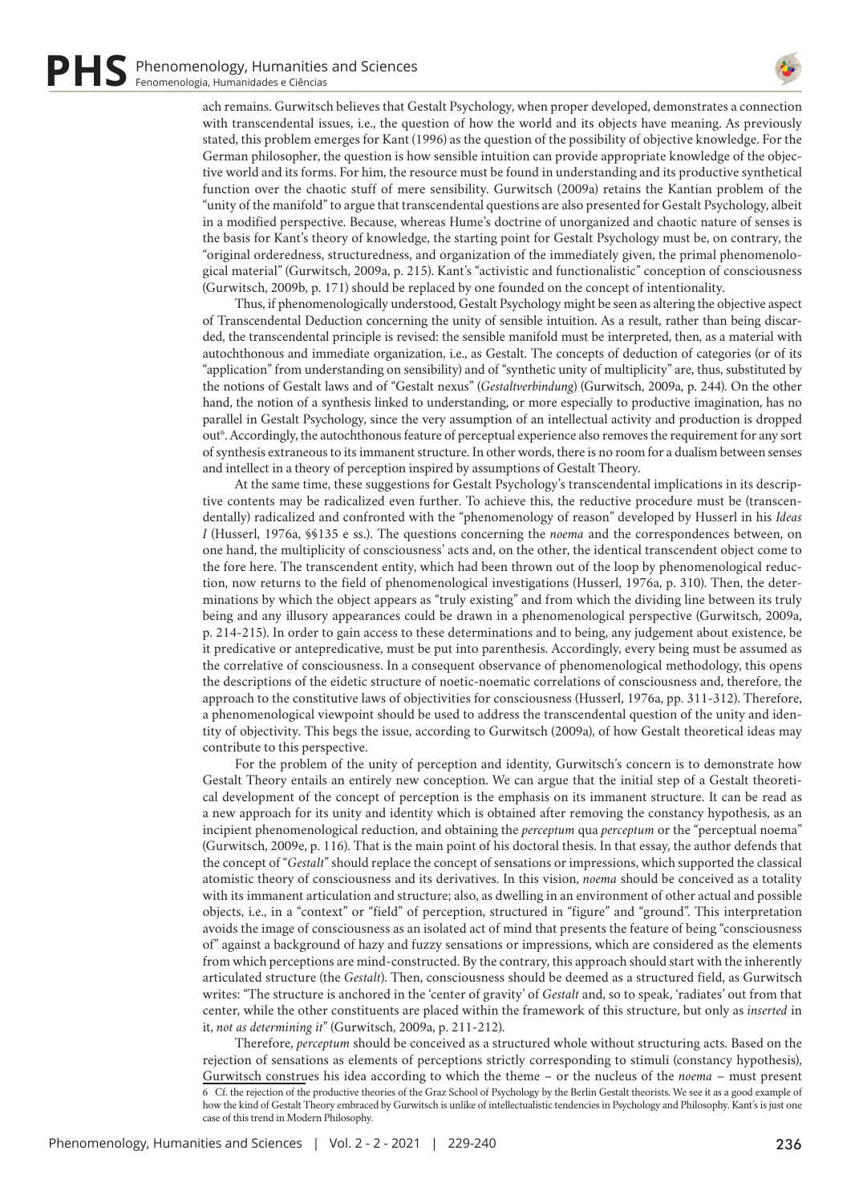ach remains. Gurwitsch believes that Gestalt Psychology, when proper developed, demonstrates a connection with transcendental issues, i.e., the question of how the world and its objects have meaning. As previously stated, this problem emerges for Kant (1996) as the question of the possibility of objective knowledge. For the German philosopher, the question is how sensible intuition can provide appropriate knowledge of the objective world and its forms. For him, the resource must be found in understanding and its productive synthetical function over the chaotic stuff of mere sensibility. Gurwitsch (2009a) retains the Kantian problem of the "unity of the manifold" to argue that transcendental questions are also presented for Gestalt Psychology, albeit in a modified perspective. Because, whereas Hume's doctrine of unorganized and chaotic nature of senses is the basis for Kant's theory of knowledge, the starting point for Gestalt Psychology must be, on contrary, the "original orderedness, structuredness, and organization of the immediately given, the primal phenomenological material" (Gurwitsch, 2009a, p. 215). Kant's "activistic and functionalistic" conception of consciousness (Gurwitsch, 2009b, p. 171) should be replaced by one founded on the concept of intentionality.

Thus, if phenomenologically understood, Gestalt Psychology might be seen as altering the objective aspect of Transcendental Deduction concerning the unity of sensible intuition. As a result, rather than being discarded, the transcendental principle is revised: the sensible manifold must be interpreted, then, as a material with autochthonous and immediate organization, i.e., as Gestalt. The concepts of deduction of categories (or of its "application" from understanding on sensibility) and of "synthetic unity of multiplicity" are, thus, substituted by the notions of Gestalt laws and of "Gestalt nexus" (*Gestaltverbindung*) (Gurwitsch, 2009a, p. 244). On the other hand, the notion of a synthesis linked to understanding, or more especially to productive imagination, has no parallel in Gestalt Psychology, since the very assumption of an intellectual activity and production is dropped out[6]. Accordingly, the autochthonous feature of perceptual experience also removes the requirement for any sort of synthesis extraneous to its immanent structure. In other words, there is no room for a dualism between senses and intellect in a theory of perception inspired by assumptions of Gestalt Theory.

At the same time, these suggestions for Gestalt Psychology's transcendental implications in its descriptive contents may be radicalized even further. To achieve this, the reductive procedure must be (transcendentally) radicalized and confronted with the "phenomenology of reason" developed by Husserl in his *Ideas I* (Husserl, 1976a, §§135 e ss.). The questions concerning the *noema* and the correspondences between, on one hand, the multiplicity of consciousness' acts and, on the other, the identical transcendent object come to the fore here. The transcendent entity, which had been thrown out of the loop by phenomenological reduction, now returns to the field of phenomenological investigations (Husserl, 1976a, p. 310). Then, the determinations by which the object appears as "truly existing" and from which the dividing line between its truly being and any illusory appearances could be drawn in a phenomenological perspective (Gurwitsch, 2009a, p. 214-215). In order to gain access to these determinations and to being, any judgement about existence, be it predicative or antepredicative, must be put into parenthesis. Accordingly, every being must be assumed as the correlative of consciousness. In a consequent observance of phenomenological methodology, this opens the descriptions of the eidetic structure of noetic-noematic correlations of consciousness and, therefore, the approach to the constitutive laws of objectivities for consciousness (Husserl, 1976a, pp. 311-312). Therefore, a phenomenological viewpoint should be used to address the transcendental question of the unity and identity of objectivity. This begs the issue, according to Gurwitsch (2009a), of how Gestalt theoretical ideas may contribute to this perspective.

For the problem of the unity of perception and identity, Gurwitsch's concern is to demonstrate how Gestalt Theory entails an entirely new conception. We can argue that the initial step of a Gestalt theoretical development of the concept of perception is the emphasis on its immanent structure. It can be read as a new approach for its unity and identity which is obtained after removing the constancy hypothesis, as an incipient phenomenological reduction, and obtaining the *perceptum* qua *perceptum* or the "perceptual noema" (Gurwitsch, 2009e, p. 116). That is the main point of his doctoral thesis. In that essay, the author defends that the concept of "*Gestalt*" should replace the concept of sensations or impressions, which supported the classical atomistic theory of consciousness and its derivatives. In this vision, *noema* should be conceived as a totality with its immanent articulation and structure; also, as dwelling in an environment of other actual and possible objects, i.e., in a "context" or "field" of perception, structured in "figure" and "ground". This interpretation avoids the image of consciousness as an isolated act of mind that presents the feature of being "consciousness of" against a background of hazy and fuzzy sensations or impressions, which are considered as the elements from which perceptions are mind-constructed. By the contrary, this approach should start with the inherently articulated structure (the *Gestalt*). Then, consciousness should be deemed as a structured field, as Gurwitsch writes: "The structure is anchored in the 'center of gravity' of *Gestalt* and, so to speak, 'radiates' out from that center, while the other constituents are placed within the framework of this structure, but only as *inserted* in it, *not as determining it*" (Gurwitsch, 2009a, p. 211-212).

Therefore, *perceptum* should be conceived as a structured whole without structuring acts. Based on the rejection of sensations as elements of perceptions strictly corresponding to stimuli (constancy hypothesis), Gurwitsch construes his idea according to which the theme – or the nucleus of the *noema* – must present

6 Cf. the rejection of the productive theories of the Graz School of Psychology by the Berlin Gestalt theorists. We see it as a good example of how the kind of Gestalt Theory embraced by Gurwitsch is unlike of intellectualistic tendencies in Psychology and Philosophy. Kant's is just one case of this trend in Modern Philosophy.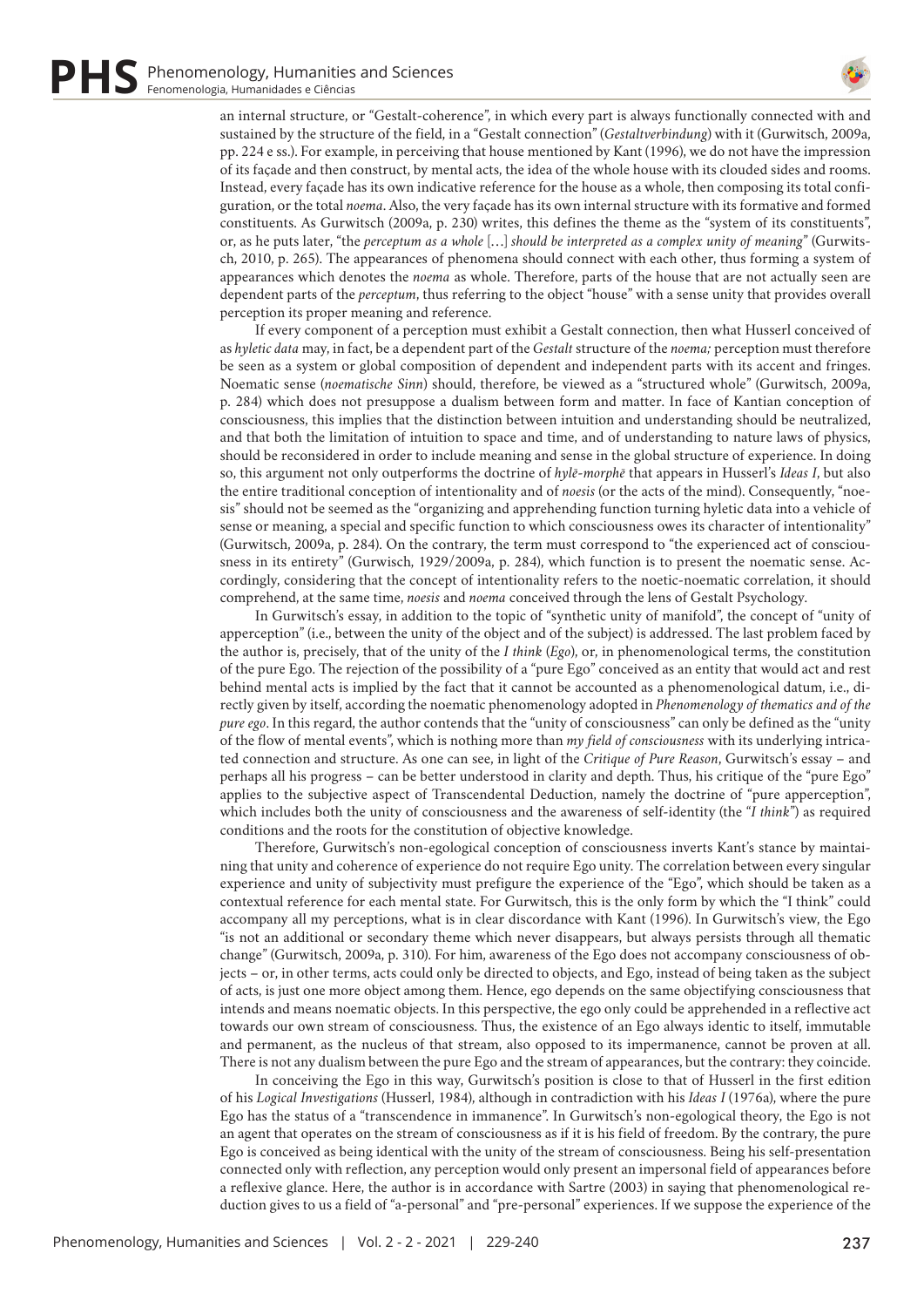an internal structure, or "Gestalt-coherence", in which every part is always functionally connected with and sustained by the structure of the field, in a "Gestalt connection" (*Gestaltverbindung*) with it (Gurwitsch, 2009a, pp. 224 e ss.). For example, in perceiving that house mentioned by Kant (1996), we do not have the impression of its façade and then construct, by mental acts, the idea of the whole house with its clouded sides and rooms. Instead, every façade has its own indicative reference for the house as a whole, then composing its total configuration, or the total *noema*. Also, the very façade has its own internal structure with its formative and formed constituents. As Gurwitsch (2009a, p. 230) writes, this defines the theme as the "system of its constituents", or, as he puts later, "the *perceptum as a whole* [...] *should be interpreted as a complex unity of meaning*" (Gurwitsch, 2010, p. 265). The appearances of phenomena should connect with each other, thus forming a system of appearances which denotes the *noema* as whole. Therefore, parts of the house that are not actually seen are dependent parts of the *perceptum*, thus referring to the object "house" with a sense unity that provides overall perception its proper meaning and reference.

If every component of a perception must exhibit a Gestalt connection, then what Husserl conceived of as *hyletic data* may, in fact, be a dependent part of the *Gestalt* structure of the *noema;* perception must therefore be seen as a system or global composition of dependent and independent parts with its accent and fringes. Noematic sense (*noematische Sinn*) should, therefore, be viewed as a "structured whole" (Gurwitsch, 2009a, p. 284) which does not presuppose a dualism between form and matter. In face of Kantian conception of consciousness, this implies that the distinction between intuition and understanding should be neutralized, and that both the limitation of intuition to space and time, and of understanding to nature laws of physics, should be reconsidered in order to include meaning and sense in the global structure of experience. In doing so, this argument not only outperforms the doctrine of *hylē-morphē* that appears in Husserl's *Ideas I*, but also the entire traditional conception of intentionality and of *noesis* (or the acts of the mind). Consequently, "noesis" should not be seemed as the "organizing and apprehending function turning hyletic data into a vehicle of sense or meaning, a special and specific function to which consciousness owes its character of intentionality" (Gurwitsch, 2009a, p. 284). On the contrary, the term must correspond to "the experienced act of consciousness in its entirety" (Gurwisch, 1929/2009a, p. 284), which function is to present the noematic sense. Accordingly, considering that the concept of intentionality refers to the noetic-noematic correlation, it should comprehend, at the same time, *noesis* and *noema* conceived through the lens of Gestalt Psychology.

In Gurwitsch's essay, in addition to the topic of "synthetic unity of manifold", the concept of "unity of apperception" (i.e., between the unity of the object and of the subject) is addressed. The last problem faced by the author is, precisely, that of the unity of the *I think* (*Ego*), or, in phenomenological terms, the constitution of the pure Ego. The rejection of the possibility of a "pure Ego" conceived as an entity that would act and rest behind mental acts is implied by the fact that it cannot be accounted as a phenomenological datum, i.e., directly given by itself, according the noematic phenomenology adopted in *Phenomenology of thematics and of the pure ego*. In this regard, the author contends that the "unity of consciousness" can only be defined as the "unity of the flow of mental events", which is nothing more than *my field of consciousness* with its underlying intricated connection and structure. As one can see, in light of the *Critique of Pure Reason*, Gurwitsch's essay – and perhaps all his progress – can be better understood in clarity and depth. Thus, his critique of the "pure Ego" applies to the subjective aspect of Transcendental Deduction, namely the doctrine of "pure apperception", which includes both the unity of consciousness and the awareness of self-identity (the "*I think*") as required conditions and the roots for the constitution of objective knowledge.

Therefore, Gurwitsch's non-egological conception of consciousness inverts Kant's stance by maintaining that unity and coherence of experience do not require Ego unity. The correlation between every singular experience and unity of subjectivity must prefigure the experience of the "Ego", which should be taken as a contextual reference for each mental state. For Gurwitsch, this is the only form by which the "I think" could accompany all my perceptions, what is in clear discordance with Kant (1996). In Gurwitsch's view, the Ego "is not an additional or secondary theme which never disappears, but always persists through all thematic change" (Gurwitsch, 2009a, p. 310). For him, awareness of the Ego does not accompany consciousness of objects – or, in other terms, acts could only be directed to objects, and Ego, instead of being taken as the subject of acts, is just one more object among them. Hence, ego depends on the same objectifying consciousness that intends and means noematic objects. In this perspective, the ego only could be apprehended in a reflective act towards our own stream of consciousness. Thus, the existence of an Ego always identic to itself, immutable and permanent, as the nucleus of that stream, also opposed to its impermanence, cannot be proven at all. There is not any dualism between the pure Ego and the stream of appearances, but the contrary: they coincide.

In conceiving the Ego in this way, Gurwitsch's position is close to that of Husserl in the first edition of his *Logical Investigations* (Husserl, 1984), although in contradiction with his *Ideas I* (1976a), where the pure Ego has the status of a "transcendence in immanence". In Gurwitsch's non-egological theory, the Ego is not an agent that operates on the stream of consciousness as if it is his field of freedom. By the contrary, the pure Ego is conceived as being identical with the unity of the stream of consciousness. Being his self-presentation connected only with reflection, any perception would only present an impersonal field of appearances before a reflexive glance. Here, the author is in accordance with Sartre (2003) in saying that phenomenological reduction gives to us a field of "a-personal" and "pre-personal" experiences. If we suppose the experience of the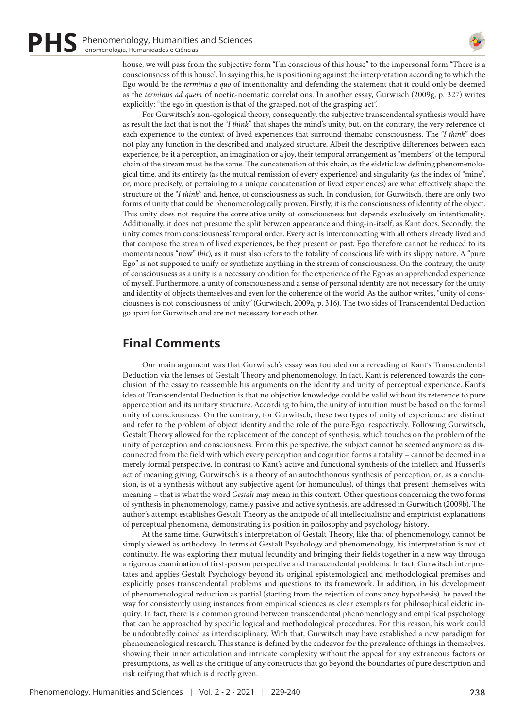house, we will pass from the subjective form "I'm conscious of this house" to the impersonal form "There is a consciousness of this house". In saying this, he is positioning against the interpretation according to which the Ego would be the *terminus a quo* of intentionality and defending the statement that it could only be deemed as the *terminus ad quem* of noetic-noematic correlations. In another essay, Gurwitsch (2009g, p. 327) writes explicitly: "the ego in question is that of the grasped, not of the grasping act".

For Gurwitsch's non-egological theory, consequently, the subjective transcendental synthesis would have as result the fact that is not the "*I think*" that shapes the mind's unity, but, on the contrary, the very reference of each experience to the context of lived experiences that surround thematic consciousness. The "*I think*" does not play any function in the described and analyzed structure. Albeit the descriptive differences between each experience, be it a perception, an imagination or a joy, their temporal arrangement as "members" of the temporal chain of the stream must be the same. The concatenation of this chain, as the eidetic law defining phenomenological time, and its entirety (as the mutual remission of every experience) and singularity (as the index of "mine", or, more precisely, of pertaining to a unique concatenation of lived experiences) are what effectively shape the structure of the "*I think*" and, hence, of consciousness as such. In conclusion, for Gurwitsch, there are only two forms of unity that could be phenomenologically proven. Firstly, it is the consciousness of identity of the object. This unity does not require the correlative unity of consciousness but depends exclusively on intentionality. Additionally, it does not presume the split between appearance and thing-in-itself, as Kant does. Secondly, the unity comes from consciousness' temporal order. Every act is interconnecting with all others already lived and that compose the stream of lived experiences, be they present or past. Ego therefore cannot be reduced to its momentaneous "now" (*hic*), as it must also refers to the totality of conscious life with its slippy nature. A "pure Ego" is not supposed to unify or synthetize anything in the stream of consciousness. On the contrary, the unity of consciousness as a unity is a necessary condition for the experience of the Ego as an apprehended experience of myself. Furthermore, a unity of consciousness and a sense of personal identity are not necessary for the unity and identity of objects themselves and even for the coherence of the world. As the author writes, "unity of consciousness is not consciousness of unity" (Gurwitsch, 2009a, p. 316). The two sides of Transcendental Deduction go apart for Gurwitsch and are not necessary for each other.

## Final Comments

Our main argument was that Gurwitsch's essay was founded on a rereading of Kant's Transcendental Deduction via the lenses of Gestalt Theory and phenomenology. In fact, Kant is referenced towards the conclusion of the essay to reassemble his arguments on the identity and unity of perceptual experience. Kant's idea of Transcendental Deduction is that no objective knowledge could be valid without its reference to pure apperception and its unitary structure. According to him, the unity of intuition must be based on the formal unity of consciousness. On the contrary, for Gurwitsch, these two types of unity of experience are distinct and refer to the problem of object identity and the role of the pure Ego, respectively. Following Gurwitsch, Gestalt Theory allowed for the replacement of the concept of synthesis, which touches on the problem of the unity of perception and consciousness. From this perspective, the subject cannot be seemed anymore as disconnected from the field with which every perception and cognition forms a totality – cannot be deemed in a merely formal perspective. In contrast to Kant's active and functional synthesis of the intellect and Husserl's act of meaning giving, Gurwitsch's is a theory of an autochthonous synthesis of perception, or, as a conclusion, is of a synthesis without any subjective agent (or homunculus), of things that present themselves with meaning – that is what the word *Gestalt* may mean in this context. Other questions concerning the two forms of synthesis in phenomenology, namely passive and active synthesis, are addressed in Gurwitsch (2009b). The author's attempt establishes Gestalt Theory as the antipode of all intellectualistic and empiricist explanations of perceptual phenomena, demonstrating its position in philosophy and psychology history.

At the same time, Gurwitsch's interpretation of Gestalt Theory, like that of phenomenology, cannot be simply viewed as orthodoxy. In terms of Gestalt Psychology and phenomenology, his interpretation is not of continuity. He was exploring their mutual fecundity and bringing their fields together in a new way through a rigorous examination of first-person perspective and transcendental problems. In fact, Gurwitsch interpretates and applies Gestalt Psychology beyond its original epistemological and methodological premises and explicitly poses transcendental problems and questions to its framework. In addition, in his development of phenomenological reduction as partial (starting from the rejection of constancy hypothesis), he paved the way for consistently using instances from empirical sciences as clear exemplars for philosophical eidetic inquiry. In fact, there is a common ground between transcendental phenomenology and empirical psychology that can be approached by specific logical and methodological procedures. For this reason, his work could be undoubtedly coined as interdisciplinary. With that, Gurwitsch may have established a new paradigm for phenomenological research. This stance is defined by the endeavor for the prevalence of things in themselves, showing their inner articulation and intricate complexity without the appeal for any extraneous factors or presumptions, as well as the critique of any constructs that go beyond the boundaries of pure description and risk reifying that which is directly given.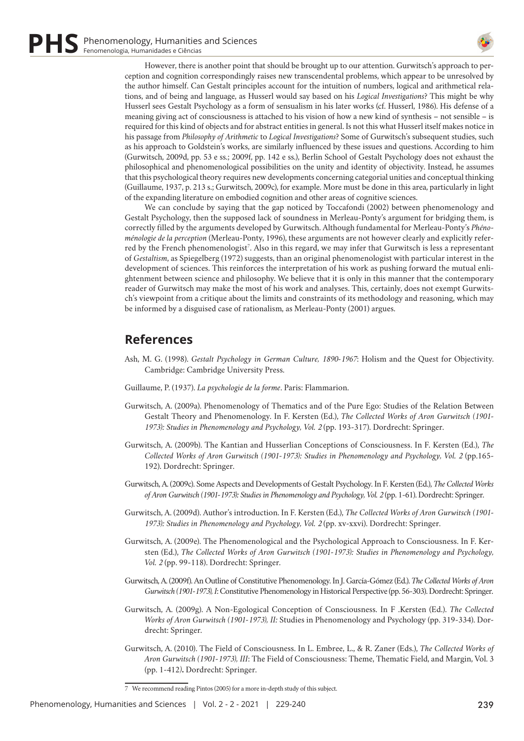However, there is another point that should be brought up to our attention. Gurwitsch's approach to perception and cognition correspondingly raises new transcendental problems, which appear to be unresolved by the author himself. Can Gestalt principles account for the intuition of numbers, logical and arithmetical relations, and of being and language, as Husserl would say based on his *Logical Investigations*? This might be why Husserl sees Gestalt Psychology as a form of sensualism in his later works (cf. Husserl, 1986). His defense of a meaning giving act of consciousness is attached to his vision of how a new kind of synthesis – not sensible – is required for this kind of objects and for abstract entities in general. Is not this what Husserl itself makes notice in his passage from *Philosophy of Arithmetic* to *Logical Investigations*? Some of Gurwitsch's subsequent studies, such as his approach to Goldstein's works, are similarly influenced by these issues and questions. According to him (Gurwitsch, 2009d, pp. 53 e ss.; 2009f, pp. 142 e ss.), Berlin School of Gestalt Psychology does not exhaust the philosophical and phenomenological possibilities on the unity and identity of objectivity. Instead, he assumes that this psychological theory requires new developments concerning categorial unities and conceptual thinking (Guillaume, 1937, p. 213 s.; Gurwitsch, 2009c), for example. More must be done in this area, particularly in light of the expanding literature on embodied cognition and other areas of cognitive sciences.

We can conclude by saying that the gap noticed by Toccafondi (2002) between phenomenology and Gestalt Psychology, then the supposed lack of soundness in Merleau-Ponty's argument for bridging them, is correctly filled by the arguments developed by Gurwitsch. Although fundamental for Merleau-Ponty's *Phénoménologie de la perception* (Merleau-Ponty, 1996), these arguments are not however clearly and explicitly referred by the French phenomenologist[7]. Also in this regard, we may infer that Gurwitsch is less a representant of *Gestaltism*, as Spiegelberg (1972) suggests, than an original phenomenologist with particular interest in the development of sciences. This reinforces the interpretation of his work as pushing forward the mutual enlightenment between science and philosophy. We believe that it is only in this manner that the contemporary reader of Gurwitsch may make the most of his work and analyses. This, certainly, does not exempt Gurwitsch's viewpoint from a critique about the limits and constraints of its methodology and reasoning, which may be informed by a disguised case of rationalism, as Merleau-Ponty (2001) argues.

## References

Ash, M. G. (1998). *Gestalt Psychology in German Culture, 1890-1967*: Holism and the Quest for Objectivity. Cambridge: Cambridge University Press.

Guillaume, P. (1937). *La psychologie de la forme*. Paris: Flammarion.

Gurwitsch, A. (2009a). Phenomenology of Thematics and of the Pure Ego: Studies of the Relation Between Gestalt Theory and Phenomenology. In F. Kersten (Ed.), *The Collected Works of Aron Gurwitsch (1901-1973): Studies in Phenomenology and Psychology, Vol. 2* (pp. 193-317). Dordrecht: Springer.

Gurwitsch, A. (2009b). The Kantian and Husserlian Conceptions of Consciousness. In F. Kersten (Ed.), *The Collected Works of Aron Gurwitsch (1901-1973): Studies in Phenomenology and Psychology, Vol. 2* (pp.165-192). Dordrecht: Springer.

Gurwitsch, A. (2009c). Some Aspects and Developments of Gestalt Psychology. In F. Kersten (Ed.), *The Collected Works of Aron Gurwitsch (1901-1973): Studies in Phenomenology and Psychology, Vol. 2* (pp. 1-61). Dordrecht: Springer.

Gurwitsch, A. (2009d). Author's introduction. In F. Kersten (Ed.), *The Collected Works of Aron Gurwitsch (1901-1973): Studies in Phenomenology and Psychology, Vol. 2* (pp. xv-xxvi). Dordrecht: Springer.

Gurwitsch, A. (2009e). The Phenomenological and the Psychological Approach to Consciousness. In F. Kersten (Ed.), *The Collected Works of Aron Gurwitsch (1901-1973): Studies in Phenomenology and Psychology, Vol. 2* (pp. 99-118). Dordrecht: Springer.

Gurwitsch, A. (2009f). An Outline of Constitutive Phenomenology. In J. García-Gómez (Ed.). *The Collected Works of Aron Gurwitsch (1901-1973), I*: Constitutive Phenomenology in Historical Perspective (pp. 56-303). Dordrecht: Springer.

Gurwitsch, A. (2009g). A Non-Egological Conception of Consciousness. In F .Kersten (Ed.). *The Collected Works of Aron Gurwitsch (1901-1973), II:* Studies in Phenomenology and Psychology (pp. 319-334). Dordrecht: Springer.

Gurwitsch, A. (2010). The Field of Consciousness. In L. Embree, L., & R. Zaner (Eds.), *The Collected Works of Aron Gurwitsch (1901-1973), III*: The Field of Consciousness: Theme, Thematic Field, and Margin, Vol. 3 (pp. 1-412)**.** Dordrecht: Springer.

---

7 We recommend reading Pintos (2005) for a more in-depth study of this subject.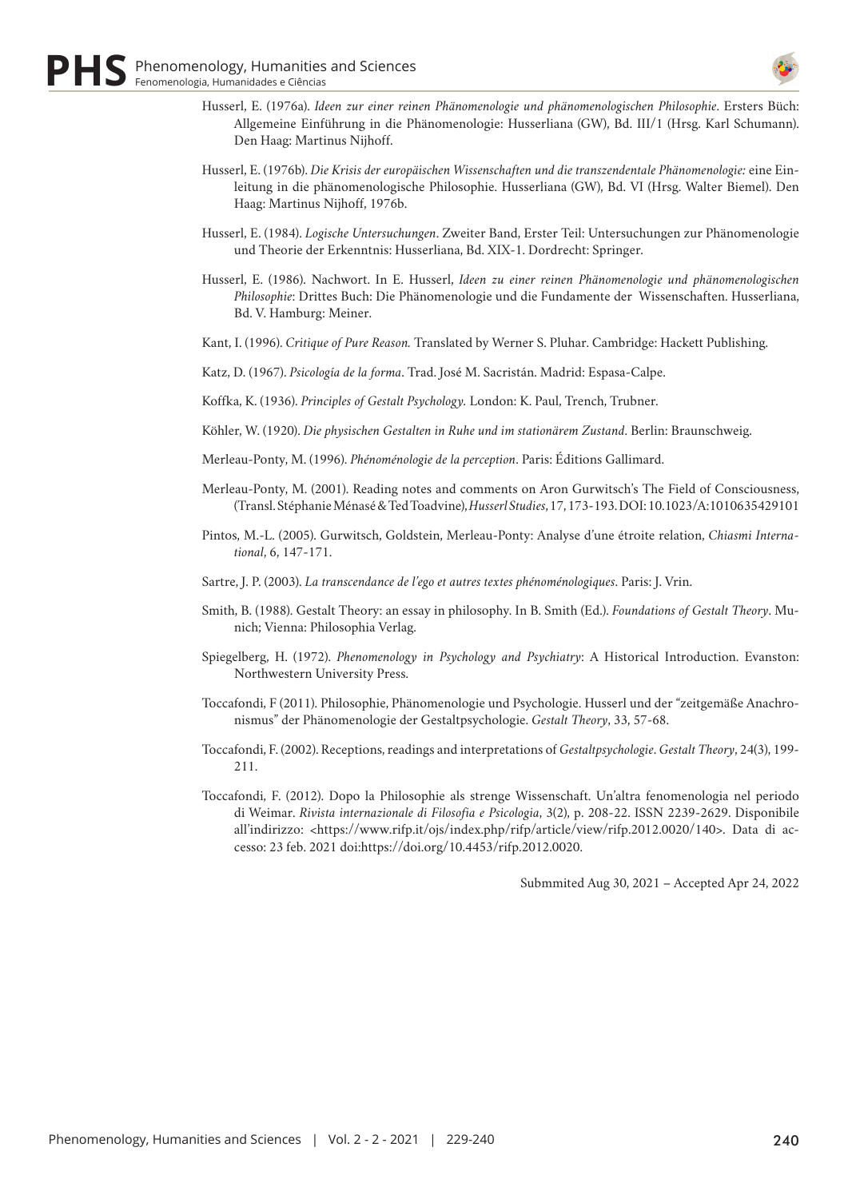Husserl, E. (1976a). *Ideen zur einer reinen Phänomenologie und phänomenologischen Philosophie*. Ersters Büch: Allgemeine Einführung in die Phänomenologie: Husserliana (GW), Bd. III/1 (Hrsg. Karl Schumann). Den Haag: Martinus Nijhoff.

Husserl, E. (1976b). *Die Krisis der europäischen Wissenschaften und die transzendentale Phänomenologie:* eine Einleitung in die phänomenologische Philosophie. Husserliana (GW), Bd. VI (Hrsg. Walter Biemel). Den Haag: Martinus Nijhoff, 1976b.

Husserl, E. (1984). *Logische Untersuchungen*. Zweiter Band, Erster Teil: Untersuchungen zur Phänomenologie und Theorie der Erkenntnis: Husserliana, Bd. XIX-1. Dordrecht: Springer.

Husserl, E. (1986). Nachwort. In E. Husserl, *Ideen zu einer reinen Phänomenologie und phänomenologischen Philosophie*: Drittes Buch: Die Phänomenologie und die Fundamente der Wissenschaften. Husserliana, Bd. V. Hamburg: Meiner.

Kant, I. (1996). *Critique of Pure Reason.* Translated by Werner S. Pluhar. Cambridge: Hackett Publishing.

Katz, D. (1967). *Psicología de la forma*. Trad. José M. Sacristán. Madrid: Espasa-Calpe.

Koffka, K. (1936). *Principles of Gestalt Psychology.* London: K. Paul, Trench, Trubner.

Köhler, W. (1920). *Die physischen Gestalten in Ruhe und im stationärem Zustand*. Berlin: Braunschweig.

Merleau-Ponty, M. (1996). *Phénoménologie de la perception*. Paris: Éditions Gallimard.

Merleau-Ponty, M. (2001). Reading notes and comments on Aron Gurwitsch's The Field of Consciousness, (Transl. Stéphanie Ménasé & Ted Toadvine), *Husserl Studies*, 17, 173-193. DOI: 10.1023/A:1010635429101

Pintos, M.-L. (2005). Gurwitsch, Goldstein, Merleau-Ponty: Analyse d'une étroite relation, *Chiasmi International*, 6, 147-171.

Sartre, J. P. (2003). *La transcendance de l'ego et autres textes phénoménologiques*. Paris: J. Vrin.

Smith, B. (1988). Gestalt Theory: an essay in philosophy. In B. Smith (Ed.). *Foundations of Gestalt Theory*. Munich; Vienna: Philosophia Verlag.

Spiegelberg, H. (1972). *Phenomenology in Psychology and Psychiatry*: A Historical Introduction. Evanston: Northwestern University Press.

Toccafondi, F (2011). Philosophie, Phänomenologie und Psychologie. Husserl und der "zeitgemäße Anachronismus" der Phänomenologie der Gestaltpsychologie. *Gestalt Theory*, 33, 57-68.

Toccafondi, F. (2002). Receptions, readings and interpretations of *Gestaltpsychologie*. *Gestalt Theory*, 24(3), 199-211.

Toccafondi, F. (2012). Dopo la Philosophie als strenge Wissenschaft. Un'altra fenomenologia nel periodo di Weimar. *Rivista internazionale di Filosofia e Psicologia*, 3(2), p. 208-22. ISSN 2239-2629. Disponibile all'indirizzo: <https://www.rifp.it/ojs/index.php/rifp/article/view/rifp.2012.0020/140>. Data di accesso: 23 feb. 2021 doi:https://doi.org/10.4453/rifp.2012.0020.

Submmited Aug 30, 2021 – Accepted Apr 24, 2022